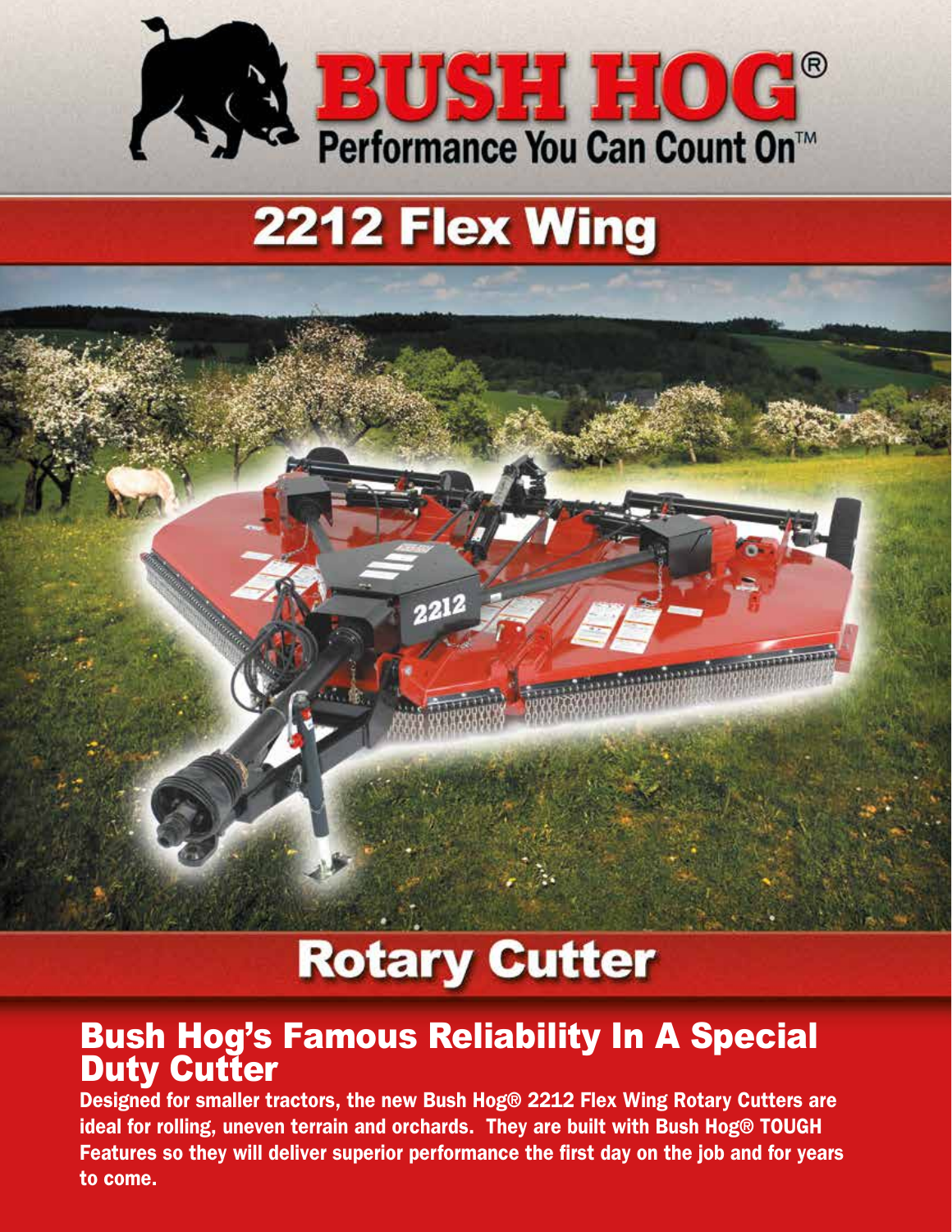# BUSH HOG®

Performance You Can Count On™

# 2212 Flex Wing

# Rotary Cutter

## Bush Hog's Famous Reliability In A Special Duty Cutter

**Designed for smaller tractors, the new Bush Hog® 2212 Flex Wing Rotary Cutters are ideal for rolling, uneven terrain and orchards. They are built with Bush Hog® TOUGH Features so they will deliver superior performance the first day on the job and for years to come.**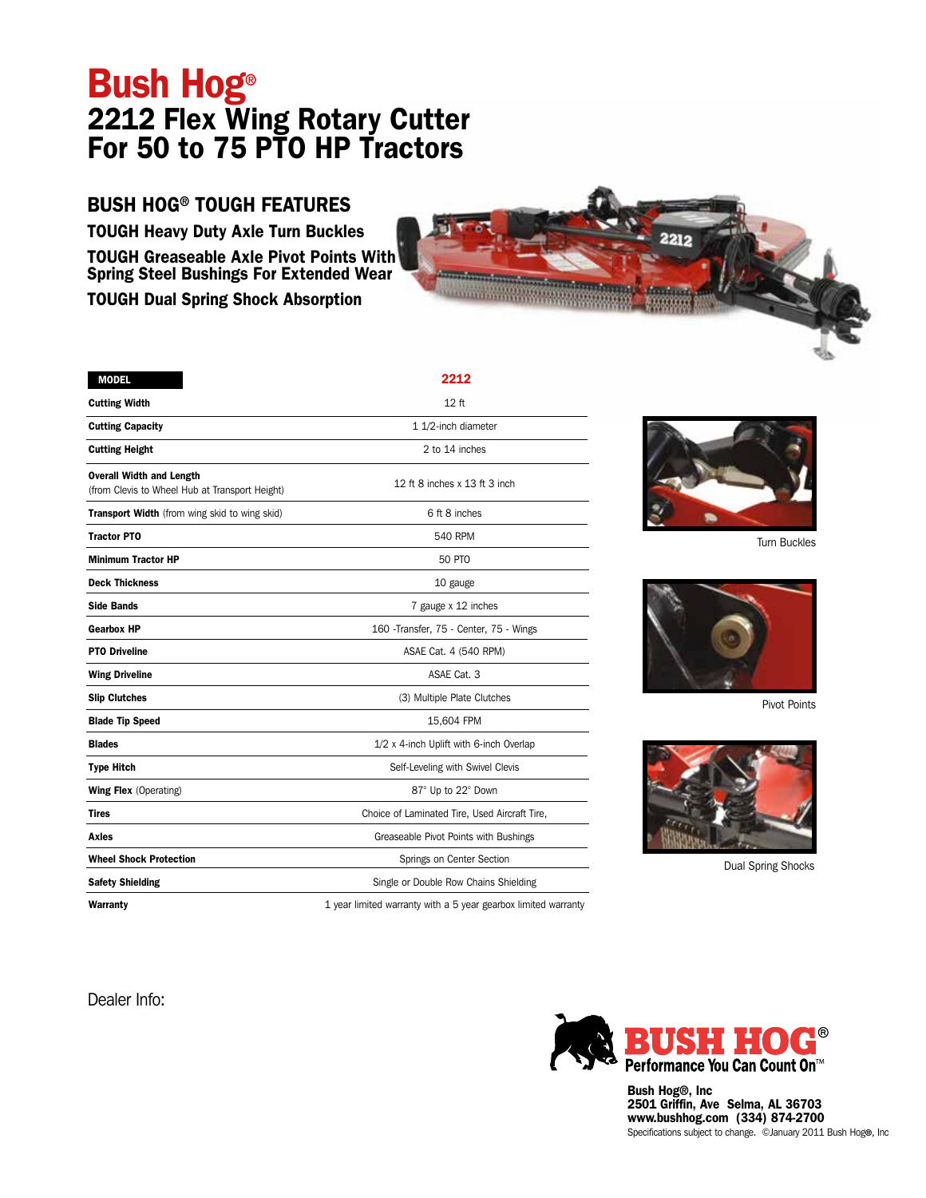# Bush Hog®

## 2212 Flex Wing Rotary Cutter For 50 to 75 PTO HP Tractors

### BUSH HOG® TOUGH FEATURES

**TOUGH Heavy Duty Axle Turn Buckles**

**TOUGH Greaseable Axle Pivot Points With Spring Steel Bushings For Extended Wear**

**TOUGH Dual Spring Shock Absorption**

| MODEL | 2212 |
|---|---|
| **Cutting Width** | 12 ft |
| **Cutting Capacity** | 1 1/2-inch diameter |
| **Cutting Height** | 2 to 14 inches |
| **Overall Width and Length** (from Clevis to Wheel Hub at Transport Height) | 12 ft 8 inches x 13 ft 3 inch |
| **Transport Width** (from wing skid to wing skid) | 6 ft 8 inches |
| **Tractor PTO** | 540 RPM |
| **Minimum Tractor HP** | 50 PTO |
| **Deck Thickness** | 10 gauge |
| **Side Bands** | 7 gauge x 12 inches |
| **Gearbox HP** | 160 -Transfer, 75 - Center, 75 - Wings |
| **PTO Driveline** | ASAE Cat. 4 (540 RPM) |
| **Wing Driveline** | ASAE Cat. 3 |
| **Slip Clutches** | (3) Multiple Plate Clutches |
| **Blade Tip Speed** | 15,604 FPM |
| **Blades** | 1/2 x 4-inch Uplift with 6-inch Overlap |
| **Type Hitch** | Self-Leveling with Swivel Clevis |
| **Wing Flex** (Operating) | 87° Up to 22° Down |
| **Tires** | Choice of Laminated Tire, Used Aircraft Tire, |
| **Axles** | Greaseable Pivot Points with Bushings |
| **Wheel Shock Protection** | Springs on Center Section |
| **Safety Shielding** | Single or Double Row Chains Shielding |
| **Warranty** | 1 year limited warranty with a 5 year gearbox limited warranty |

Turn Buckles

Pivot Points

Dual Spring Shocks

Dealer Info:

BUSH HOG®
Performance You Can Count On™

**Bush Hog®, Inc**
**2501 Griffin, Ave Selma, AL 36703**
**www.bushhog.com (334) 874-2700**

Specifications subject to change. ©January 2011 Bush Hog®, Inc